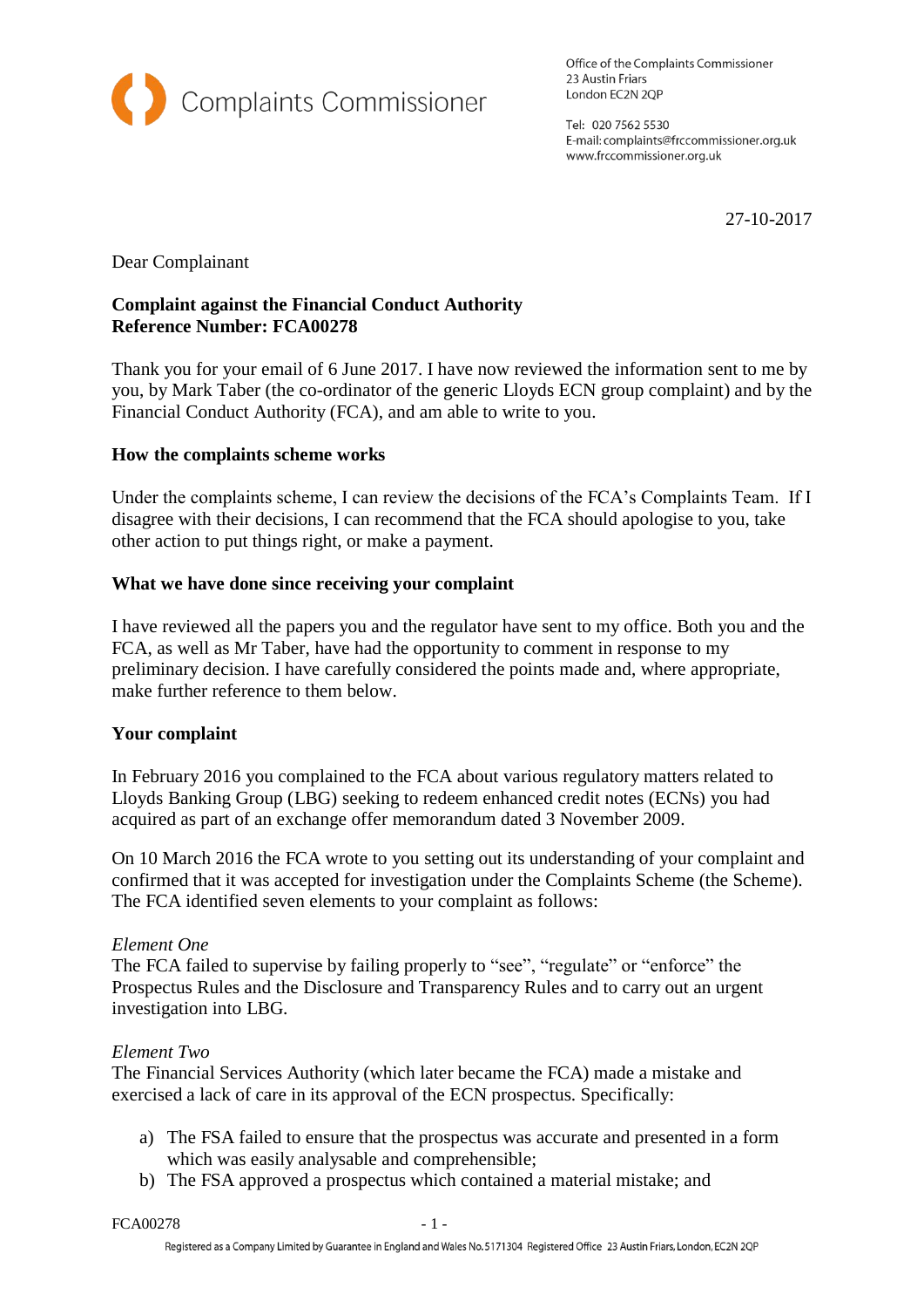Complaints Commissioner

Office of the Complaints Commissioner
23 Austin Friars
London EC2N 2QP

Tel: 020 7562 5530
E-mail: complaints@frccommissioner.org.uk
www.frccommissioner.org.uk

27-10-2017

Dear Complainant

**Complaint against the Financial Conduct Authority**
**Reference Number: FCA00278**

Thank you for your email of 6 June 2017. I have now reviewed the information sent to me by you, by Mark Taber (the co-ordinator of the generic Lloyds ECN group complaint) and by the Financial Conduct Authority (FCA), and am able to write to you.

**How the complaints scheme works**

Under the complaints scheme, I can review the decisions of the FCA's Complaints Team. If I disagree with their decisions, I can recommend that the FCA should apologise to you, take other action to put things right, or make a payment.

**What we have done since receiving your complaint**

I have reviewed all the papers you and the regulator have sent to my office. Both you and the FCA, as well as Mr Taber, have had the opportunity to comment in response to my preliminary decision. I have carefully considered the points made and, where appropriate, make further reference to them below.

**Your complaint**

In February 2016 you complained to the FCA about various regulatory matters related to Lloyds Banking Group (LBG) seeking to redeem enhanced credit notes (ECNs) you had acquired as part of an exchange offer memorandum dated 3 November 2009.

On 10 March 2016 the FCA wrote to you setting out its understanding of your complaint and confirmed that it was accepted for investigation under the Complaints Scheme (the Scheme). The FCA identified seven elements to your complaint as follows:

*Element One*
The FCA failed to supervise by failing properly to "see", "regulate" or "enforce" the Prospectus Rules and the Disclosure and Transparency Rules and to carry out an urgent investigation into LBG.

*Element Two*
The Financial Services Authority (which later became the FCA) made a mistake and exercised a lack of care in its approval of the ECN prospectus. Specifically:

a) The FSA failed to ensure that the prospectus was accurate and presented in a form which was easily analysable and comprehensible;
b) The FSA approved a prospectus which contained a material mistake; and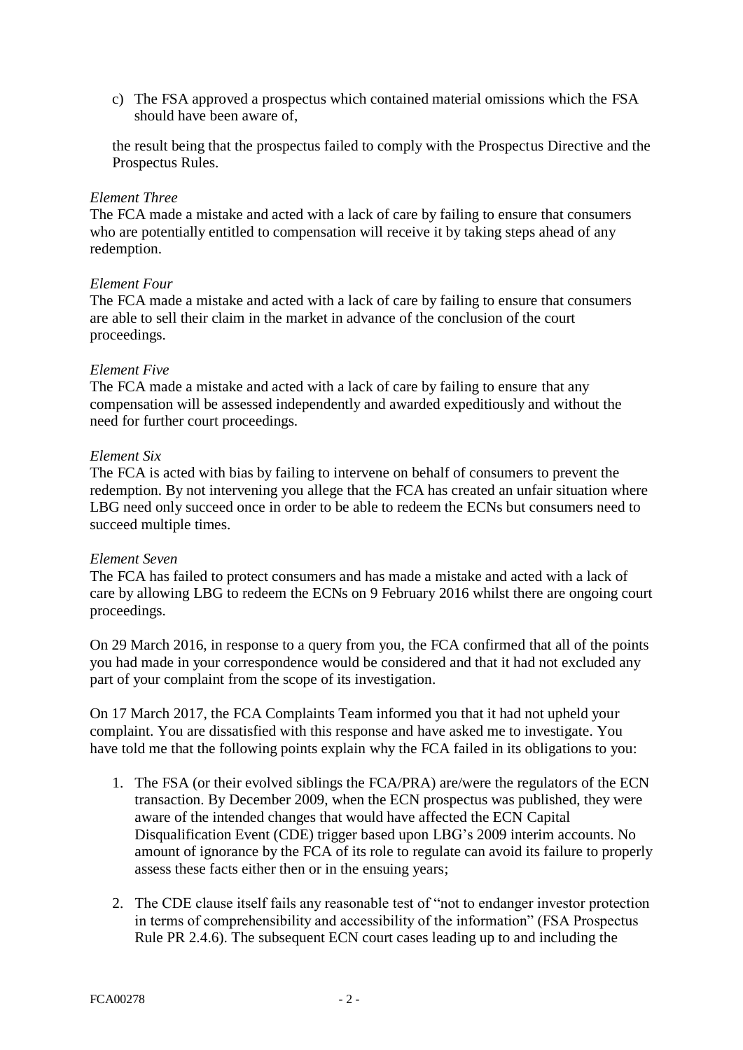c) The FSA approved a prospectus which contained material omissions which the FSA should have been aware of,

the result being that the prospectus failed to comply with the Prospectus Directive and the Prospectus Rules.

*Element Three*
The FCA made a mistake and acted with a lack of care by failing to ensure that consumers who are potentially entitled to compensation will receive it by taking steps ahead of any redemption.

*Element Four*
The FCA made a mistake and acted with a lack of care by failing to ensure that consumers are able to sell their claim in the market in advance of the conclusion of the court proceedings.

*Element Five*
The FCA made a mistake and acted with a lack of care by failing to ensure that any compensation will be assessed independently and awarded expeditiously and without the need for further court proceedings.

*Element Six*
The FCA is acted with bias by failing to intervene on behalf of consumers to prevent the redemption. By not intervening you allege that the FCA has created an unfair situation where LBG need only succeed once in order to be able to redeem the ECNs but consumers need to succeed multiple times.

*Element Seven*
The FCA has failed to protect consumers and has made a mistake and acted with a lack of care by allowing LBG to redeem the ECNs on 9 February 2016 whilst there are ongoing court proceedings.

On 29 March 2016, in response to a query from you, the FCA confirmed that all of the points you had made in your correspondence would be considered and that it had not excluded any part of your complaint from the scope of its investigation.

On 17 March 2017, the FCA Complaints Team informed you that it had not upheld your complaint. You are dissatisfied with this response and have asked me to investigate. You have told me that the following points explain why the FCA failed in its obligations to you:

1. The FSA (or their evolved siblings the FCA/PRA) are/were the regulators of the ECN transaction. By December 2009, when the ECN prospectus was published, they were aware of the intended changes that would have affected the ECN Capital Disqualification Event (CDE) trigger based upon LBG's 2009 interim accounts. No amount of ignorance by the FCA of its role to regulate can avoid its failure to properly assess these facts either then or in the ensuing years;

2. The CDE clause itself fails any reasonable test of "not to endanger investor protection in terms of comprehensibility and accessibility of the information" (FSA Prospectus Rule PR 2.4.6). The subsequent ECN court cases leading up to and including the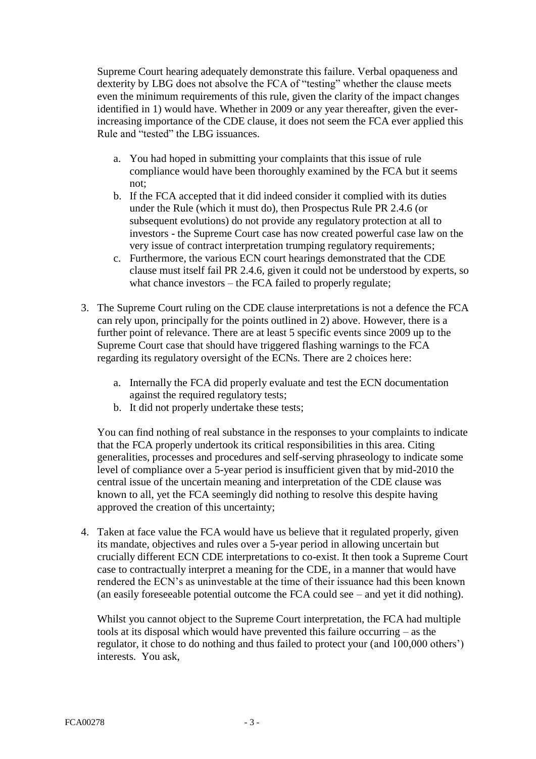Supreme Court hearing adequately demonstrate this failure. Verbal opaqueness and dexterity by LBG does not absolve the FCA of "testing" whether the clause meets even the minimum requirements of this rule, given the clarity of the impact changes identified in 1) would have. Whether in 2009 or any year thereafter, given the ever-increasing importance of the CDE clause, it does not seem the FCA ever applied this Rule and "tested" the LBG issuances.

a. You had hoped in submitting your complaints that this issue of rule compliance would have been thoroughly examined by the FCA but it seems not;
b. If the FCA accepted that it did indeed consider it complied with its duties under the Rule (which it must do), then Prospectus Rule PR 2.4.6 (or subsequent evolutions) do not provide any regulatory protection at all to investors - the Supreme Court case has now created powerful case law on the very issue of contract interpretation trumping regulatory requirements;
c. Furthermore, the various ECN court hearings demonstrated that the CDE clause must itself fail PR 2.4.6, given it could not be understood by experts, so what chance investors – the FCA failed to properly regulate;

3. The Supreme Court ruling on the CDE clause interpretations is not a defence the FCA can rely upon, principally for the points outlined in 2) above. However, there is a further point of relevance. There are at least 5 specific events since 2009 up to the Supreme Court case that should have triggered flashing warnings to the FCA regarding its regulatory oversight of the ECNs. There are 2 choices here:

   a. Internally the FCA did properly evaluate and test the ECN documentation against the required regulatory tests;
   b. It did not properly undertake these tests;

   You can find nothing of real substance in the responses to your complaints to indicate that the FCA properly undertook its critical responsibilities in this area. Citing generalities, processes and procedures and self-serving phraseology to indicate some level of compliance over a 5-year period is insufficient given that by mid-2010 the central issue of the uncertain meaning and interpretation of the CDE clause was known to all, yet the FCA seemingly did nothing to resolve this despite having approved the creation of this uncertainty;

4. Taken at face value the FCA would have us believe that it regulated properly, given its mandate, objectives and rules over a 5-year period in allowing uncertain but crucially different ECN CDE interpretations to co-exist. It then took a Supreme Court case to contractually interpret a meaning for the CDE, in a manner that would have rendered the ECN's as uninvestable at the time of their issuance had this been known (an easily foreseeable potential outcome the FCA could see – and yet it did nothing).

   Whilst you cannot object to the Supreme Court interpretation, the FCA had multiple tools at its disposal which would have prevented this failure occurring – as the regulator, it chose to do nothing and thus failed to protect your (and 100,000 others') interests. You ask,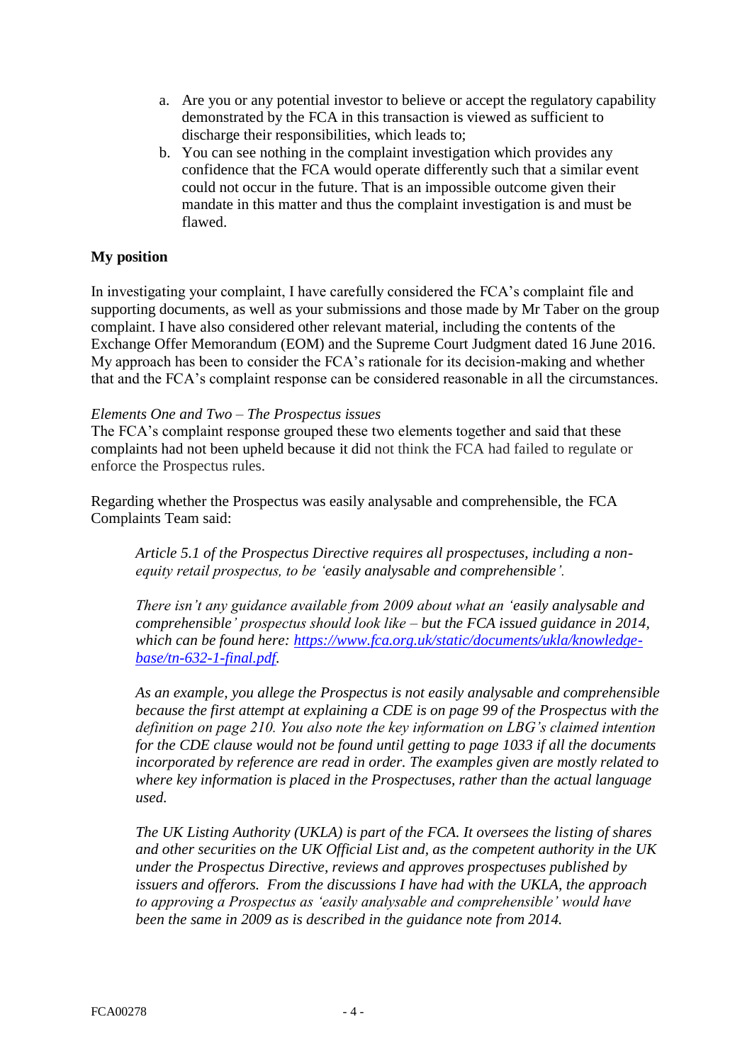a. Are you or any potential investor to believe or accept the regulatory capability demonstrated by the FCA in this transaction is viewed as sufficient to discharge their responsibilities, which leads to;
b. You can see nothing in the complaint investigation which provides any confidence that the FCA would operate differently such that a similar event could not occur in the future. That is an impossible outcome given their mandate in this matter and thus the complaint investigation is and must be flawed.

**My position**

In investigating your complaint, I have carefully considered the FCA's complaint file and supporting documents, as well as your submissions and those made by Mr Taber on the group complaint. I have also considered other relevant material, including the contents of the Exchange Offer Memorandum (EOM) and the Supreme Court Judgment dated 16 June 2016. My approach has been to consider the FCA's rationale for its decision-making and whether that and the FCA's complaint response can be considered reasonable in all the circumstances.

*Elements One and Two – The Prospectus issues*

The FCA's complaint response grouped these two elements together and said that these complaints had not been upheld because it did not think the FCA had failed to regulate or enforce the Prospectus rules.

Regarding whether the Prospectus was easily analysable and comprehensible, the FCA Complaints Team said:

> *Article 5.1 of the Prospectus Directive requires all prospectuses, including a non-equity retail prospectus, to be 'easily analysable and comprehensible'.*
>
> *There isn't any guidance available from 2009 about what an 'easily analysable and comprehensible' prospectus should look like – but the FCA issued guidance in 2014, which can be found here: [https://www.fca.org.uk/static/documents/ukla/knowledge-base/tn-632-1-final.pdf](https://www.fca.org.uk/static/documents/ukla/knowledge-base/tn-632-1-final.pdf).*
>
> *As an example, you allege the Prospectus is not easily analysable and comprehensible because the first attempt at explaining a CDE is on page 99 of the Prospectus with the definition on page 210. You also note the key information on LBG's claimed intention for the CDE clause would not be found until getting to page 1033 if all the documents incorporated by reference are read in order. The examples given are mostly related to where key information is placed in the Prospectuses, rather than the actual language used.*
>
> *The UK Listing Authority (UKLA) is part of the FCA. It oversees the listing of shares and other securities on the UK Official List and, as the competent authority in the UK under the Prospectus Directive, reviews and approves prospectuses published by issuers and offerors. From the discussions I have had with the UKLA, the approach to approving a Prospectus as 'easily analysable and comprehensible' would have been the same in 2009 as is described in the guidance note from 2014.*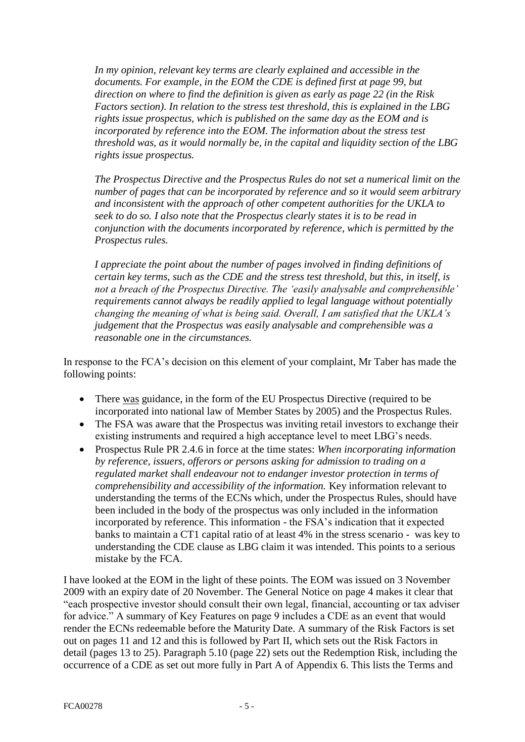*In my opinion, relevant key terms are clearly explained and accessible in the documents. For example, in the EOM the CDE is defined first at page 99, but direction on where to find the definition is given as early as page 22 (in the Risk Factors section). In relation to the stress test threshold, this is explained in the LBG rights issue prospectus, which is published on the same day as the EOM and is incorporated by reference into the EOM. The information about the stress test threshold was, as it would normally be, in the capital and liquidity section of the LBG rights issue prospectus.*

*The Prospectus Directive and the Prospectus Rules do not set a numerical limit on the number of pages that can be incorporated by reference and so it would seem arbitrary and inconsistent with the approach of other competent authorities for the UKLA to seek to do so. I also note that the Prospectus clearly states it is to be read in conjunction with the documents incorporated by reference, which is permitted by the Prospectus rules.*

*I appreciate the point about the number of pages involved in finding definitions of certain key terms, such as the CDE and the stress test threshold, but this, in itself, is not a breach of the Prospectus Directive. The 'easily analysable and comprehensible' requirements cannot always be readily applied to legal language without potentially changing the meaning of what is being said. Overall, I am satisfied that the UKLA's judgement that the Prospectus was easily analysable and comprehensible was a reasonable one in the circumstances.*

In response to the FCA's decision on this element of your complaint, Mr Taber has made the following points:

- There was guidance, in the form of the EU Prospectus Directive (required to be incorporated into national law of Member States by 2005) and the Prospectus Rules.
- The FSA was aware that the Prospectus was inviting retail investors to exchange their existing instruments and required a high acceptance level to meet LBG's needs.
- Prospectus Rule PR 2.4.6 in force at the time states: *When incorporating information by reference, issuers, offerors or persons asking for admission to trading on a regulated market shall endeavour not to endanger investor protection in terms of comprehensibility and accessibility of the information.* Key information relevant to understanding the terms of the ECNs which, under the Prospectus Rules, should have been included in the body of the prospectus was only included in the information incorporated by reference. This information - the FSA's indication that it expected banks to maintain a CT1 capital ratio of at least 4% in the stress scenario - was key to understanding the CDE clause as LBG claim it was intended. This points to a serious mistake by the FCA.

I have looked at the EOM in the light of these points. The EOM was issued on 3 November 2009 with an expiry date of 20 November. The General Notice on page 4 makes it clear that "each prospective investor should consult their own legal, financial, accounting or tax adviser for advice." A summary of Key Features on page 9 includes a CDE as an event that would render the ECNs redeemable before the Maturity Date. A summary of the Risk Factors is set out on pages 11 and 12 and this is followed by Part II, which sets out the Risk Factors in detail (pages 13 to 25). Paragraph 5.10 (page 22) sets out the Redemption Risk, including the occurrence of a CDE as set out more fully in Part A of Appendix 6. This lists the Terms and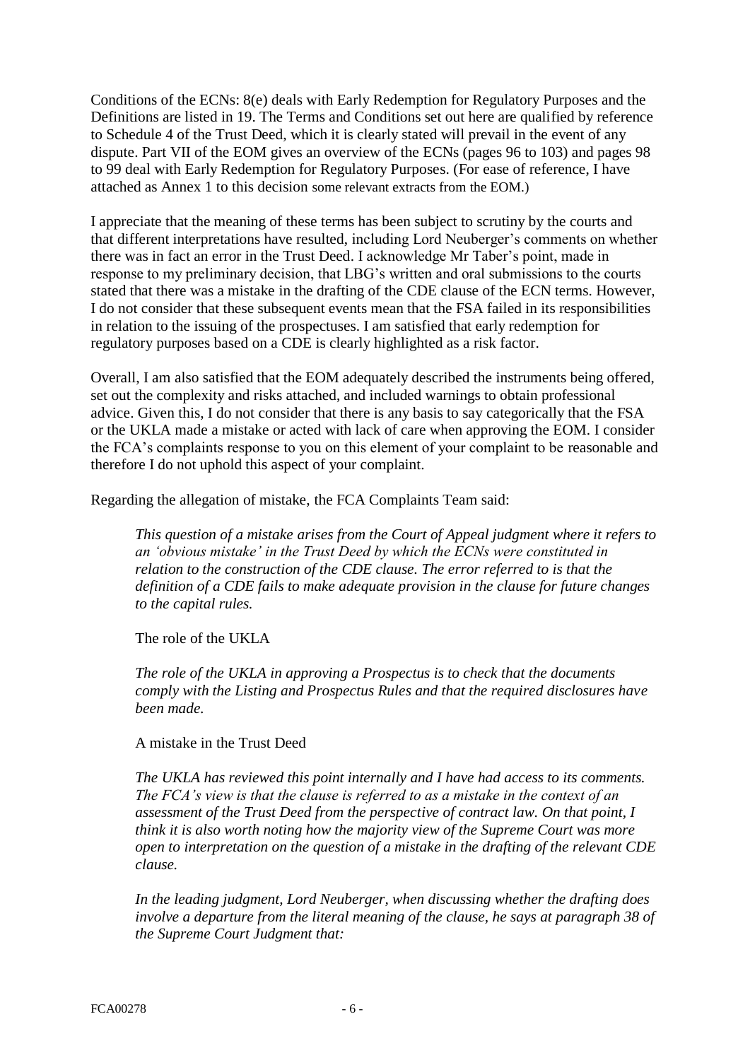Conditions of the ECNs: 8(e) deals with Early Redemption for Regulatory Purposes and the Definitions are listed in 19. The Terms and Conditions set out here are qualified by reference to Schedule 4 of the Trust Deed, which it is clearly stated will prevail in the event of any dispute. Part VII of the EOM gives an overview of the ECNs (pages 96 to 103) and pages 98 to 99 deal with Early Redemption for Regulatory Purposes. (For ease of reference, I have attached as Annex 1 to this decision some relevant extracts from the EOM.)

I appreciate that the meaning of these terms has been subject to scrutiny by the courts and that different interpretations have resulted, including Lord Neuberger's comments on whether there was in fact an error in the Trust Deed. I acknowledge Mr Taber's point, made in response to my preliminary decision, that LBG's written and oral submissions to the courts stated that there was a mistake in the drafting of the CDE clause of the ECN terms. However, I do not consider that these subsequent events mean that the FSA failed in its responsibilities in relation to the issuing of the prospectuses. I am satisfied that early redemption for regulatory purposes based on a CDE is clearly highlighted as a risk factor.

Overall, I am also satisfied that the EOM adequately described the instruments being offered, set out the complexity and risks attached, and included warnings to obtain professional advice. Given this, I do not consider that there is any basis to say categorically that the FSA or the UKLA made a mistake or acted with lack of care when approving the EOM. I consider the FCA's complaints response to you on this element of your complaint to be reasonable and therefore I do not uphold this aspect of your complaint.

Regarding the allegation of mistake, the FCA Complaints Team said:

> *This question of a mistake arises from the Court of Appeal judgment where it refers to an 'obvious mistake' in the Trust Deed by which the ECNs were constituted in relation to the construction of the CDE clause. The error referred to is that the definition of a CDE fails to make adequate provision in the clause for future changes to the capital rules.*
>
> The role of the UKLA
>
> *The role of the UKLA in approving a Prospectus is to check that the documents comply with the Listing and Prospectus Rules and that the required disclosures have been made.*
>
> A mistake in the Trust Deed
>
> *The UKLA has reviewed this point internally and I have had access to its comments. The FCA's view is that the clause is referred to as a mistake in the context of an assessment of the Trust Deed from the perspective of contract law. On that point, I think it is also worth noting how the majority view of the Supreme Court was more open to interpretation on the question of a mistake in the drafting of the relevant CDE clause.*
>
> *In the leading judgment, Lord Neuberger, when discussing whether the drafting does involve a departure from the literal meaning of the clause, he says at paragraph 38 of the Supreme Court Judgment that:*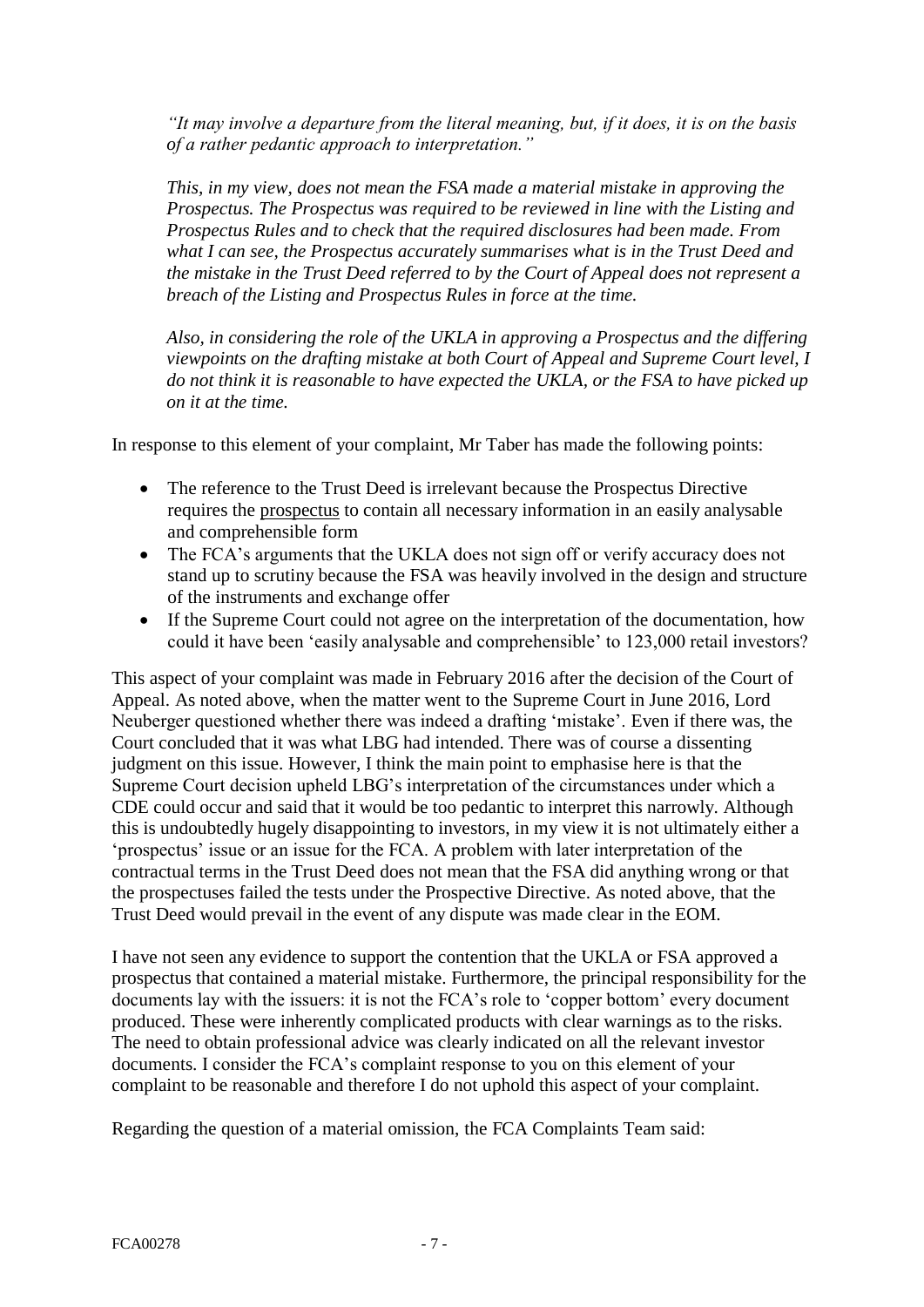*"It may involve a departure from the literal meaning, but, if it does, it is on the basis of a rather pedantic approach to interpretation."*

*This, in my view, does not mean the FSA made a material mistake in approving the Prospectus. The Prospectus was required to be reviewed in line with the Listing and Prospectus Rules and to check that the required disclosures had been made. From what I can see, the Prospectus accurately summarises what is in the Trust Deed and the mistake in the Trust Deed referred to by the Court of Appeal does not represent a breach of the Listing and Prospectus Rules in force at the time.*

*Also, in considering the role of the UKLA in approving a Prospectus and the differing viewpoints on the drafting mistake at both Court of Appeal and Supreme Court level, I do not think it is reasonable to have expected the UKLA, or the FSA to have picked up on it at the time.*

In response to this element of your complaint, Mr Taber has made the following points:

- The reference to the Trust Deed is irrelevant because the Prospectus Directive requires the <u>prospectus</u> to contain all necessary information in an easily analysable and comprehensible form
- The FCA's arguments that the UKLA does not sign off or verify accuracy does not stand up to scrutiny because the FSA was heavily involved in the design and structure of the instruments and exchange offer
- If the Supreme Court could not agree on the interpretation of the documentation, how could it have been 'easily analysable and comprehensible' to 123,000 retail investors?

This aspect of your complaint was made in February 2016 after the decision of the Court of Appeal. As noted above, when the matter went to the Supreme Court in June 2016, Lord Neuberger questioned whether there was indeed a drafting 'mistake'. Even if there was, the Court concluded that it was what LBG had intended. There was of course a dissenting judgment on this issue. However, I think the main point to emphasise here is that the Supreme Court decision upheld LBG's interpretation of the circumstances under which a CDE could occur and said that it would be too pedantic to interpret this narrowly. Although this is undoubtedly hugely disappointing to investors, in my view it is not ultimately either a 'prospectus' issue or an issue for the FCA. A problem with later interpretation of the contractual terms in the Trust Deed does not mean that the FSA did anything wrong or that the prospectuses failed the tests under the Prospective Directive. As noted above, that the Trust Deed would prevail in the event of any dispute was made clear in the EOM.

I have not seen any evidence to support the contention that the UKLA or FSA approved a prospectus that contained a material mistake. Furthermore, the principal responsibility for the documents lay with the issuers: it is not the FCA's role to 'copper bottom' every document produced. These were inherently complicated products with clear warnings as to the risks. The need to obtain professional advice was clearly indicated on all the relevant investor documents. I consider the FCA's complaint response to you on this element of your complaint to be reasonable and therefore I do not uphold this aspect of your complaint.

Regarding the question of a material omission, the FCA Complaints Team said: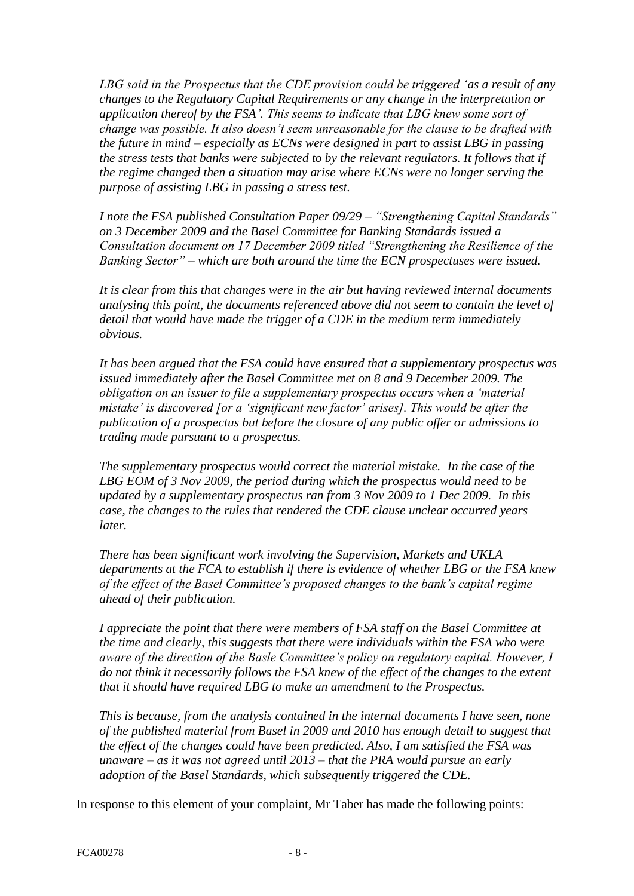*LBG said in the Prospectus that the CDE provision could be triggered 'as a result of any changes to the Regulatory Capital Requirements or any change in the interpretation or application thereof by the FSA'. This seems to indicate that LBG knew some sort of change was possible. It also doesn't seem unreasonable for the clause to be drafted with the future in mind – especially as ECNs were designed in part to assist LBG in passing the stress tests that banks were subjected to by the relevant regulators. It follows that if the regime changed then a situation may arise where ECNs were no longer serving the purpose of assisting LBG in passing a stress test.*

*I note the FSA published Consultation Paper 09/29 – "Strengthening Capital Standards" on 3 December 2009 and the Basel Committee for Banking Standards issued a Consultation document on 17 December 2009 titled "Strengthening the Resilience of the Banking Sector" – which are both around the time the ECN prospectuses were issued.*

*It is clear from this that changes were in the air but having reviewed internal documents analysing this point, the documents referenced above did not seem to contain the level of detail that would have made the trigger of a CDE in the medium term immediately obvious.*

*It has been argued that the FSA could have ensured that a supplementary prospectus was issued immediately after the Basel Committee met on 8 and 9 December 2009. The obligation on an issuer to file a supplementary prospectus occurs when a 'material mistake' is discovered [or a 'significant new factor' arises]. This would be after the publication of a prospectus but before the closure of any public offer or admissions to trading made pursuant to a prospectus.*

*The supplementary prospectus would correct the material mistake. In the case of the LBG EOM of 3 Nov 2009, the period during which the prospectus would need to be updated by a supplementary prospectus ran from 3 Nov 2009 to 1 Dec 2009. In this case, the changes to the rules that rendered the CDE clause unclear occurred years later.*

*There has been significant work involving the Supervision, Markets and UKLA departments at the FCA to establish if there is evidence of whether LBG or the FSA knew of the effect of the Basel Committee's proposed changes to the bank's capital regime ahead of their publication.*

*I appreciate the point that there were members of FSA staff on the Basel Committee at the time and clearly, this suggests that there were individuals within the FSA who were aware of the direction of the Basle Committee's policy on regulatory capital. However, I do not think it necessarily follows the FSA knew of the effect of the changes to the extent that it should have required LBG to make an amendment to the Prospectus.*

*This is because, from the analysis contained in the internal documents I have seen, none of the published material from Basel in 2009 and 2010 has enough detail to suggest that the effect of the changes could have been predicted. Also, I am satisfied the FSA was unaware – as it was not agreed until 2013 – that the PRA would pursue an early adoption of the Basel Standards, which subsequently triggered the CDE.*

In response to this element of your complaint, Mr Taber has made the following points: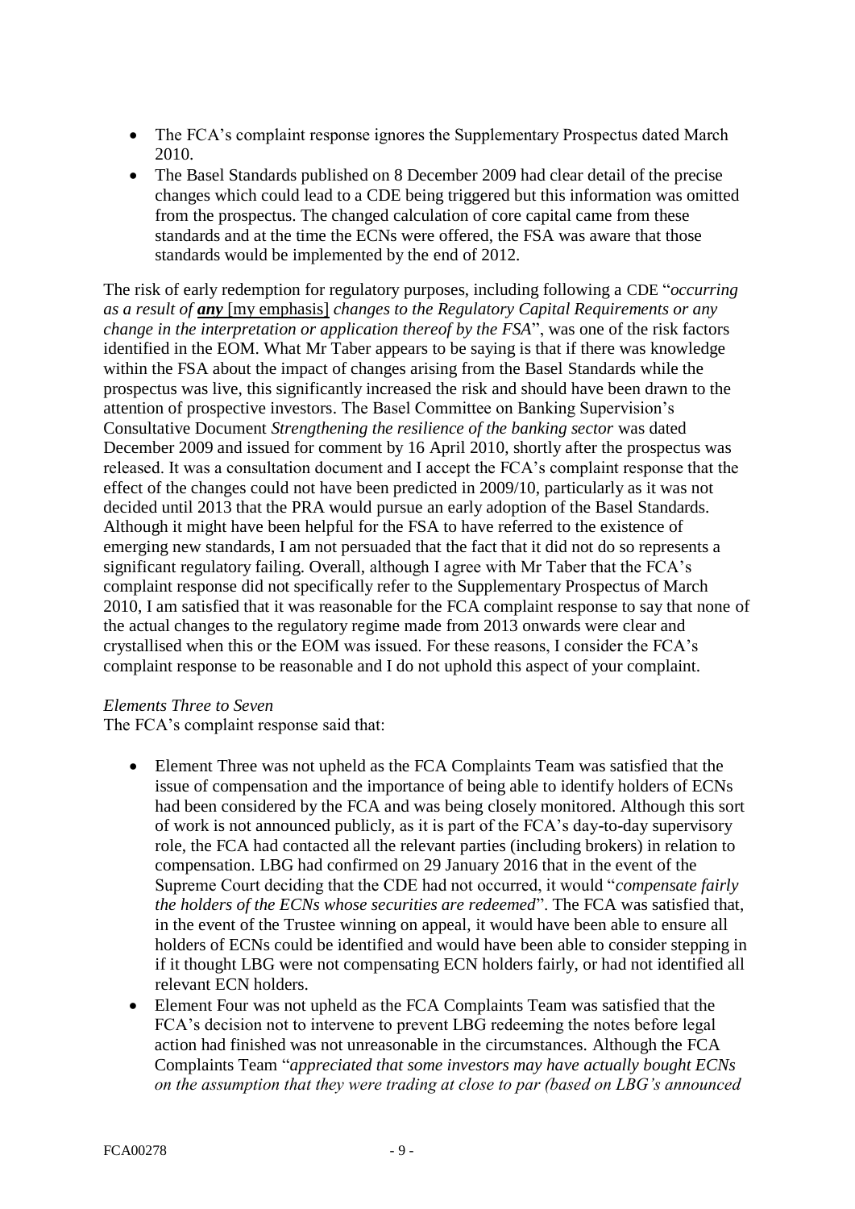- The FCA's complaint response ignores the Supplementary Prospectus dated March 2010.
- The Basel Standards published on 8 December 2009 had clear detail of the precise changes which could lead to a CDE being triggered but this information was omitted from the prospectus. The changed calculation of core capital came from these standards and at the time the ECNs were offered, the FSA was aware that those standards would be implemented by the end of 2012.

The risk of early redemption for regulatory purposes, including following a CDE "*occurring as a result of **any*** [my emphasis] *changes to the Regulatory Capital Requirements or any change in the interpretation or application thereof by the FSA*", was one of the risk factors identified in the EOM. What Mr Taber appears to be saying is that if there was knowledge within the FSA about the impact of changes arising from the Basel Standards while the prospectus was live, this significantly increased the risk and should have been drawn to the attention of prospective investors. The Basel Committee on Banking Supervision's Consultative Document *Strengthening the resilience of the banking sector* was dated December 2009 and issued for comment by 16 April 2010, shortly after the prospectus was released. It was a consultation document and I accept the FCA's complaint response that the effect of the changes could not have been predicted in 2009/10, particularly as it was not decided until 2013 that the PRA would pursue an early adoption of the Basel Standards. Although it might have been helpful for the FSA to have referred to the existence of emerging new standards, I am not persuaded that the fact that it did not do so represents a significant regulatory failing. Overall, although I agree with Mr Taber that the FCA's complaint response did not specifically refer to the Supplementary Prospectus of March 2010, I am satisfied that it was reasonable for the FCA complaint response to say that none of the actual changes to the regulatory regime made from 2013 onwards were clear and crystallised when this or the EOM was issued. For these reasons, I consider the FCA's complaint response to be reasonable and I do not uphold this aspect of your complaint.

*Elements Three to Seven*

The FCA's complaint response said that:

- Element Three was not upheld as the FCA Complaints Team was satisfied that the issue of compensation and the importance of being able to identify holders of ECNs had been considered by the FCA and was being closely monitored. Although this sort of work is not announced publicly, as it is part of the FCA's day-to-day supervisory role, the FCA had contacted all the relevant parties (including brokers) in relation to compensation. LBG had confirmed on 29 January 2016 that in the event of the Supreme Court deciding that the CDE had not occurred, it would "*compensate fairly the holders of the ECNs whose securities are redeemed*". The FCA was satisfied that, in the event of the Trustee winning on appeal, it would have been able to ensure all holders of ECNs could be identified and would have been able to consider stepping in if it thought LBG were not compensating ECN holders fairly, or had not identified all relevant ECN holders.
- Element Four was not upheld as the FCA Complaints Team was satisfied that the FCA's decision not to intervene to prevent LBG redeeming the notes before legal action had finished was not unreasonable in the circumstances. Although the FCA Complaints Team "*appreciated that some investors may have actually bought ECNs on the assumption that they were trading at close to par (based on LBG's announced*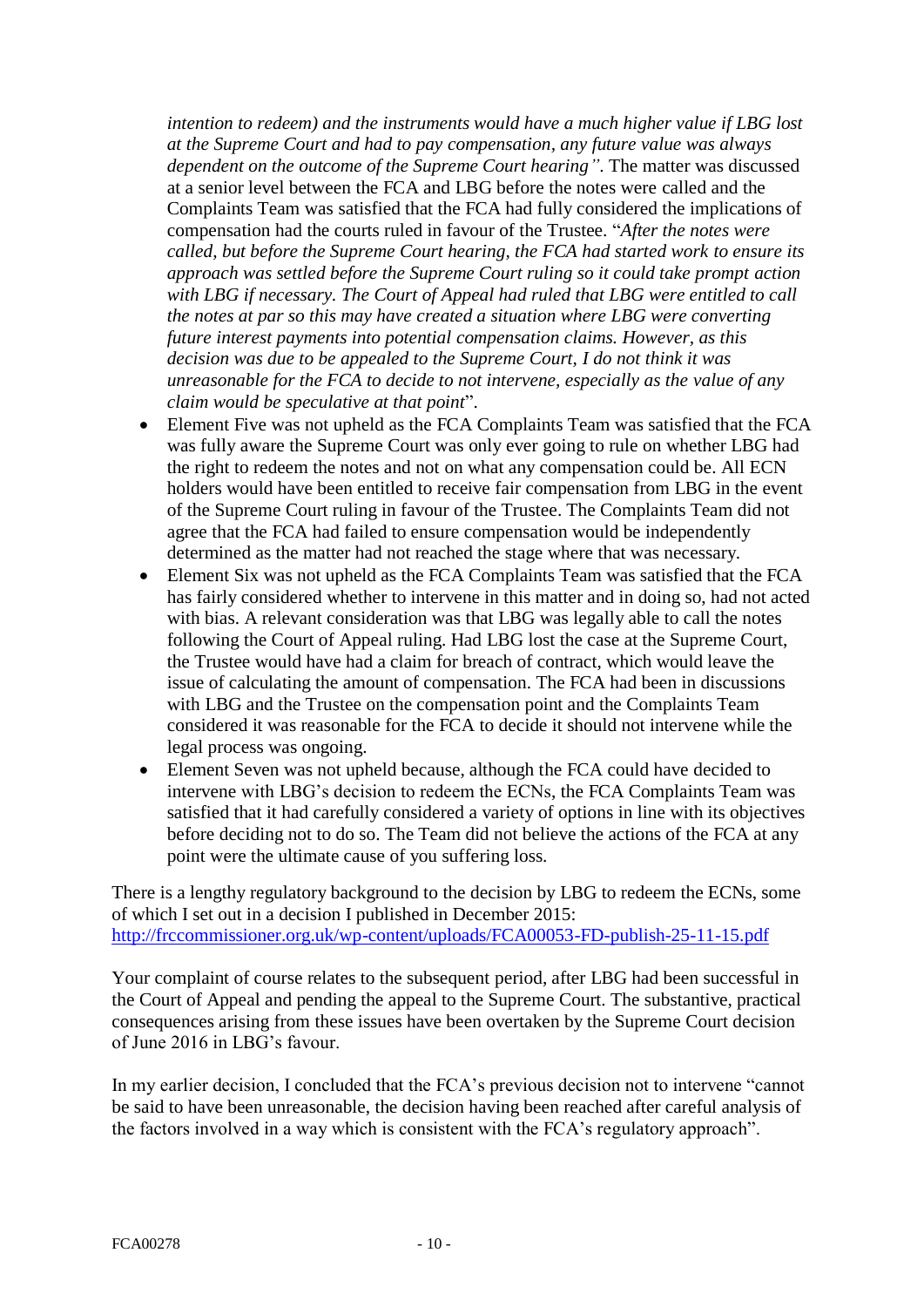*intention to redeem) and the instruments would have a much higher value if LBG lost at the Supreme Court and had to pay compensation, any future value was always dependent on the outcome of the Supreme Court hearing".* The matter was discussed at a senior level between the FCA and LBG before the notes were called and the Complaints Team was satisfied that the FCA had fully considered the implications of compensation had the courts ruled in favour of the Trustee. "*After the notes were called, but before the Supreme Court hearing, the FCA had started work to ensure its approach was settled before the Supreme Court ruling so it could take prompt action with LBG if necessary. The Court of Appeal had ruled that LBG were entitled to call the notes at par so this may have created a situation where LBG were converting future interest payments into potential compensation claims. However, as this decision was due to be appealed to the Supreme Court, I do not think it was unreasonable for the FCA to decide to not intervene, especially as the value of any claim would be speculative at that point*".

- Element Five was not upheld as the FCA Complaints Team was satisfied that the FCA was fully aware the Supreme Court was only ever going to rule on whether LBG had the right to redeem the notes and not on what any compensation could be. All ECN holders would have been entitled to receive fair compensation from LBG in the event of the Supreme Court ruling in favour of the Trustee. The Complaints Team did not agree that the FCA had failed to ensure compensation would be independently determined as the matter had not reached the stage where that was necessary.
- Element Six was not upheld as the FCA Complaints Team was satisfied that the FCA has fairly considered whether to intervene in this matter and in doing so, had not acted with bias. A relevant consideration was that LBG was legally able to call the notes following the Court of Appeal ruling. Had LBG lost the case at the Supreme Court, the Trustee would have had a claim for breach of contract, which would leave the issue of calculating the amount of compensation. The FCA had been in discussions with LBG and the Trustee on the compensation point and the Complaints Team considered it was reasonable for the FCA to decide it should not intervene while the legal process was ongoing.
- Element Seven was not upheld because, although the FCA could have decided to intervene with LBG's decision to redeem the ECNs, the FCA Complaints Team was satisfied that it had carefully considered a variety of options in line with its objectives before deciding not to do so. The Team did not believe the actions of the FCA at any point were the ultimate cause of you suffering loss.

There is a lengthy regulatory background to the decision by LBG to redeem the ECNs, some of which I set out in a decision I published in December 2015: http://frccommissioner.org.uk/wp-content/uploads/FCA00053-FD-publish-25-11-15.pdf

Your complaint of course relates to the subsequent period, after LBG had been successful in the Court of Appeal and pending the appeal to the Supreme Court. The substantive, practical consequences arising from these issues have been overtaken by the Supreme Court decision of June 2016 in LBG's favour.

In my earlier decision, I concluded that the FCA's previous decision not to intervene "cannot be said to have been unreasonable, the decision having been reached after careful analysis of the factors involved in a way which is consistent with the FCA's regulatory approach".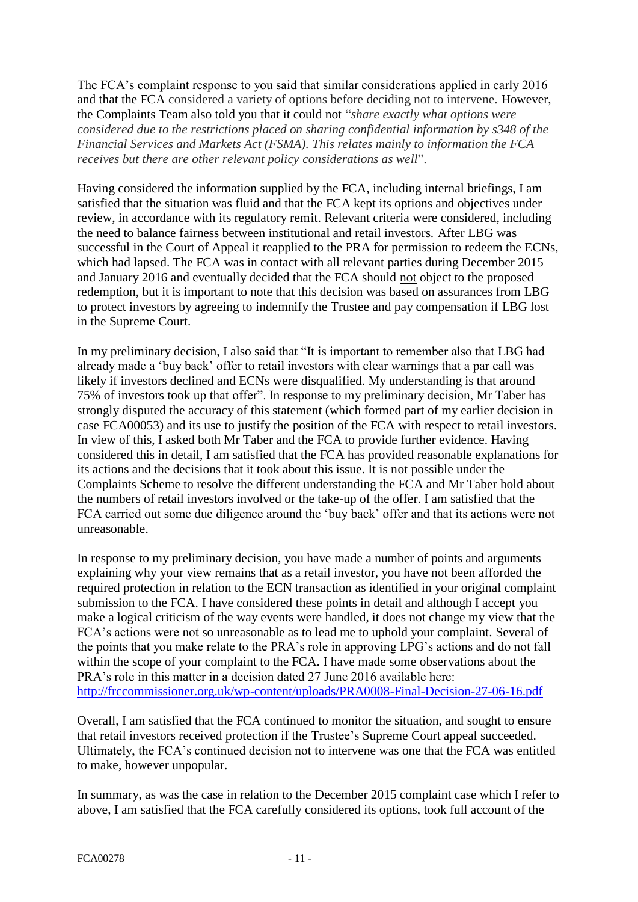The FCA's complaint response to you said that similar considerations applied in early 2016 and that the FCA considered a variety of options before deciding not to intervene. However, the Complaints Team also told you that it could not "*share exactly what options were considered due to the restrictions placed on sharing confidential information by s348 of the Financial Services and Markets Act (FSMA). This relates mainly to information the FCA receives but there are other relevant policy considerations as well*".

Having considered the information supplied by the FCA, including internal briefings, I am satisfied that the situation was fluid and that the FCA kept its options and objectives under review, in accordance with its regulatory remit. Relevant criteria were considered, including the need to balance fairness between institutional and retail investors. After LBG was successful in the Court of Appeal it reapplied to the PRA for permission to redeem the ECNs, which had lapsed. The FCA was in contact with all relevant parties during December 2015 and January 2016 and eventually decided that the FCA should not object to the proposed redemption, but it is important to note that this decision was based on assurances from LBG to protect investors by agreeing to indemnify the Trustee and pay compensation if LBG lost in the Supreme Court.

In my preliminary decision, I also said that "It is important to remember also that LBG had already made a 'buy back' offer to retail investors with clear warnings that a par call was likely if investors declined and ECNs were disqualified. My understanding is that around 75% of investors took up that offer". In response to my preliminary decision, Mr Taber has strongly disputed the accuracy of this statement (which formed part of my earlier decision in case FCA00053) and its use to justify the position of the FCA with respect to retail investors. In view of this, I asked both Mr Taber and the FCA to provide further evidence. Having considered this in detail, I am satisfied that the FCA has provided reasonable explanations for its actions and the decisions that it took about this issue. It is not possible under the Complaints Scheme to resolve the different understanding the FCA and Mr Taber hold about the numbers of retail investors involved or the take-up of the offer. I am satisfied that the FCA carried out some due diligence around the 'buy back' offer and that its actions were not unreasonable.

In response to my preliminary decision, you have made a number of points and arguments explaining why your view remains that as a retail investor, you have not been afforded the required protection in relation to the ECN transaction as identified in your original complaint submission to the FCA. I have considered these points in detail and although I accept you make a logical criticism of the way events were handled, it does not change my view that the FCA's actions were not so unreasonable as to lead me to uphold your complaint. Several of the points that you make relate to the PRA's role in approving LPG's actions and do not fall within the scope of your complaint to the FCA. I have made some observations about the PRA's role in this matter in a decision dated 27 June 2016 available here: [http://frccommissioner.org.uk/wp-content/uploads/PRA0008-Final-Decision-27-06-16.pdf](http://frccommissioner.org.uk/wp-content/uploads/PRA0008-Final-Decision-27-06-16.pdf)

Overall, I am satisfied that the FCA continued to monitor the situation, and sought to ensure that retail investors received protection if the Trustee's Supreme Court appeal succeeded. Ultimately, the FCA's continued decision not to intervene was one that the FCA was entitled to make, however unpopular.

In summary, as was the case in relation to the December 2015 complaint case which I refer to above, I am satisfied that the FCA carefully considered its options, took full account of the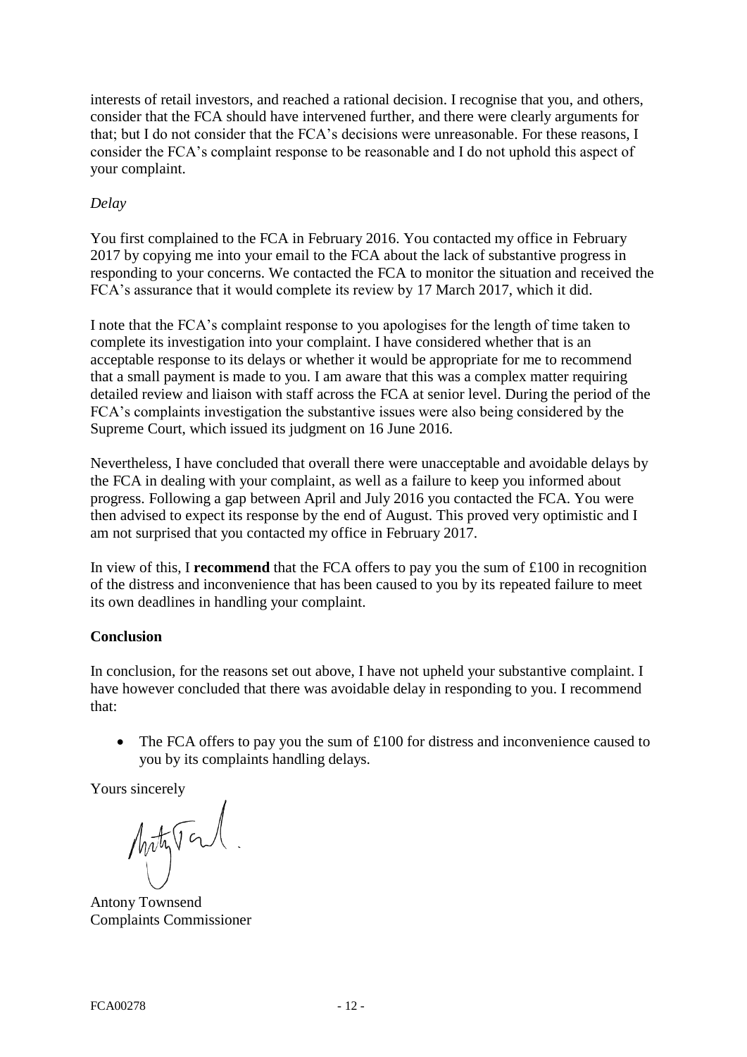interests of retail investors, and reached a rational decision. I recognise that you, and others, consider that the FCA should have intervened further, and there were clearly arguments for that; but I do not consider that the FCA's decisions were unreasonable. For these reasons, I consider the FCA's complaint response to be reasonable and I do not uphold this aspect of your complaint.

*Delay*

You first complained to the FCA in February 2016. You contacted my office in February 2017 by copying me into your email to the FCA about the lack of substantive progress in responding to your concerns. We contacted the FCA to monitor the situation and received the FCA's assurance that it would complete its review by 17 March 2017, which it did.

I note that the FCA's complaint response to you apologises for the length of time taken to complete its investigation into your complaint. I have considered whether that is an acceptable response to its delays or whether it would be appropriate for me to recommend that a small payment is made to you. I am aware that this was a complex matter requiring detailed review and liaison with staff across the FCA at senior level. During the period of the FCA's complaints investigation the substantive issues were also being considered by the Supreme Court, which issued its judgment on 16 June 2016.

Nevertheless, I have concluded that overall there were unacceptable and avoidable delays by the FCA in dealing with your complaint, as well as a failure to keep you informed about progress. Following a gap between April and July 2016 you contacted the FCA. You were then advised to expect its response by the end of August. This proved very optimistic and I am not surprised that you contacted my office in February 2017.

In view of this, I **recommend** that the FCA offers to pay you the sum of £100 in recognition of the distress and inconvenience that has been caused to you by its repeated failure to meet its own deadlines in handling your complaint.

**Conclusion**

In conclusion, for the reasons set out above, I have not upheld your substantive complaint. I have however concluded that there was avoidable delay in responding to you. I recommend that:

- The FCA offers to pay you the sum of £100 for distress and inconvenience caused to you by its complaints handling delays.

Yours sincerely

Antony Townsend
Complaints Commissioner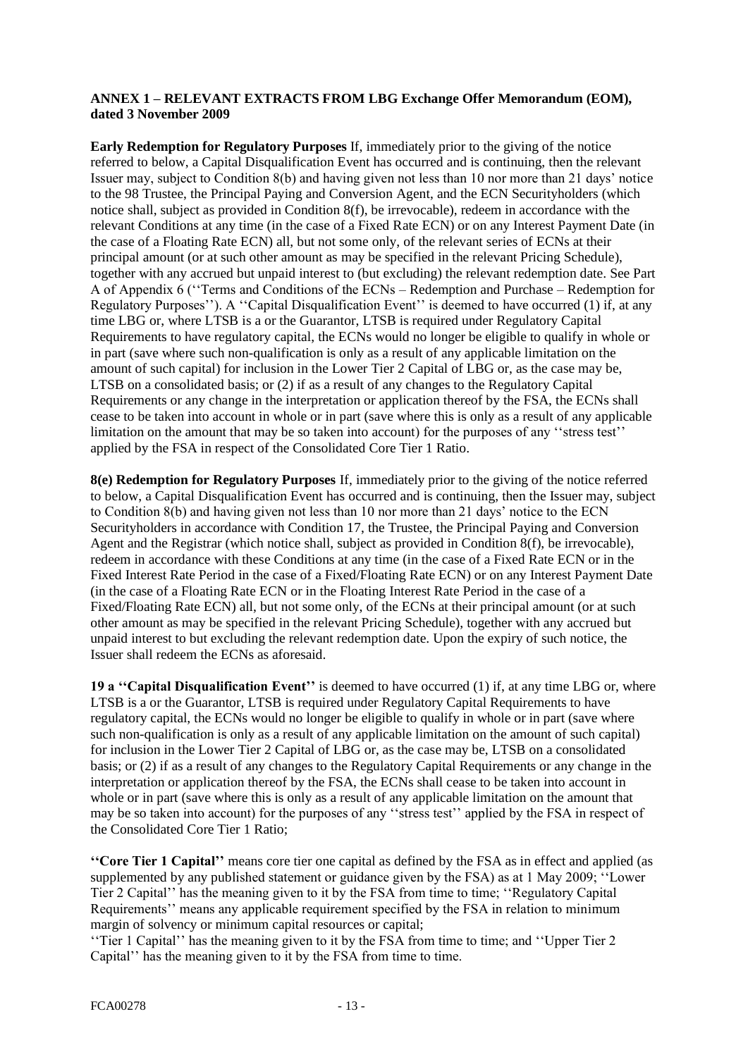**ANNEX 1 – RELEVANT EXTRACTS FROM LBG Exchange Offer Memorandum (EOM), dated 3 November 2009**

**Early Redemption for Regulatory Purposes** If, immediately prior to the giving of the notice referred to below, a Capital Disqualification Event has occurred and is continuing, then the relevant Issuer may, subject to Condition 8(b) and having given not less than 10 nor more than 21 days' notice to the 98 Trustee, the Principal Paying and Conversion Agent, and the ECN Securityholders (which notice shall, subject as provided in Condition 8(f), be irrevocable), redeem in accordance with the relevant Conditions at any time (in the case of a Fixed Rate ECN) or on any Interest Payment Date (in the case of a Floating Rate ECN) all, but not some only, of the relevant series of ECNs at their principal amount (or at such other amount as may be specified in the relevant Pricing Schedule), together with any accrued but unpaid interest to (but excluding) the relevant redemption date. See Part A of Appendix 6 (''Terms and Conditions of the ECNs – Redemption and Purchase – Redemption for Regulatory Purposes''). A ''Capital Disqualification Event'' is deemed to have occurred (1) if, at any time LBG or, where LTSB is a or the Guarantor, LTSB is required under Regulatory Capital Requirements to have regulatory capital, the ECNs would no longer be eligible to qualify in whole or in part (save where such non-qualification is only as a result of any applicable limitation on the amount of such capital) for inclusion in the Lower Tier 2 Capital of LBG or, as the case may be, LTSB on a consolidated basis; or (2) if as a result of any changes to the Regulatory Capital Requirements or any change in the interpretation or application thereof by the FSA, the ECNs shall cease to be taken into account in whole or in part (save where this is only as a result of any applicable limitation on the amount that may be so taken into account) for the purposes of any ''stress test'' applied by the FSA in respect of the Consolidated Core Tier 1 Ratio.

**8(e) Redemption for Regulatory Purposes** If, immediately prior to the giving of the notice referred to below, a Capital Disqualification Event has occurred and is continuing, then the Issuer may, subject to Condition 8(b) and having given not less than 10 nor more than 21 days' notice to the ECN Securityholders in accordance with Condition 17, the Trustee, the Principal Paying and Conversion Agent and the Registrar (which notice shall, subject as provided in Condition 8(f), be irrevocable), redeem in accordance with these Conditions at any time (in the case of a Fixed Rate ECN or in the Fixed Interest Rate Period in the case of a Fixed/Floating Rate ECN) or on any Interest Payment Date (in the case of a Floating Rate ECN or in the Floating Interest Rate Period in the case of a Fixed/Floating Rate ECN) all, but not some only, of the ECNs at their principal amount (or at such other amount as may be specified in the relevant Pricing Schedule), together with any accrued but unpaid interest to but excluding the relevant redemption date. Upon the expiry of such notice, the Issuer shall redeem the ECNs as aforesaid.

**19 a ''Capital Disqualification Event''** is deemed to have occurred (1) if, at any time LBG or, where LTSB is a or the Guarantor, LTSB is required under Regulatory Capital Requirements to have regulatory capital, the ECNs would no longer be eligible to qualify in whole or in part (save where such non-qualification is only as a result of any applicable limitation on the amount of such capital) for inclusion in the Lower Tier 2 Capital of LBG or, as the case may be, LTSB on a consolidated basis; or (2) if as a result of any changes to the Regulatory Capital Requirements or any change in the interpretation or application thereof by the FSA, the ECNs shall cease to be taken into account in whole or in part (save where this is only as a result of any applicable limitation on the amount that may be so taken into account) for the purposes of any ''stress test'' applied by the FSA in respect of the Consolidated Core Tier 1 Ratio;

**''Core Tier 1 Capital''** means core tier one capital as defined by the FSA as in effect and applied (as supplemented by any published statement or guidance given by the FSA) as at 1 May 2009; ''Lower Tier 2 Capital'' has the meaning given to it by the FSA from time to time; ''Regulatory Capital Requirements'' means any applicable requirement specified by the FSA in relation to minimum margin of solvency or minimum capital resources or capital;

''Tier 1 Capital'' has the meaning given to it by the FSA from time to time; and ''Upper Tier 2 Capital'' has the meaning given to it by the FSA from time to time.

FCA00278